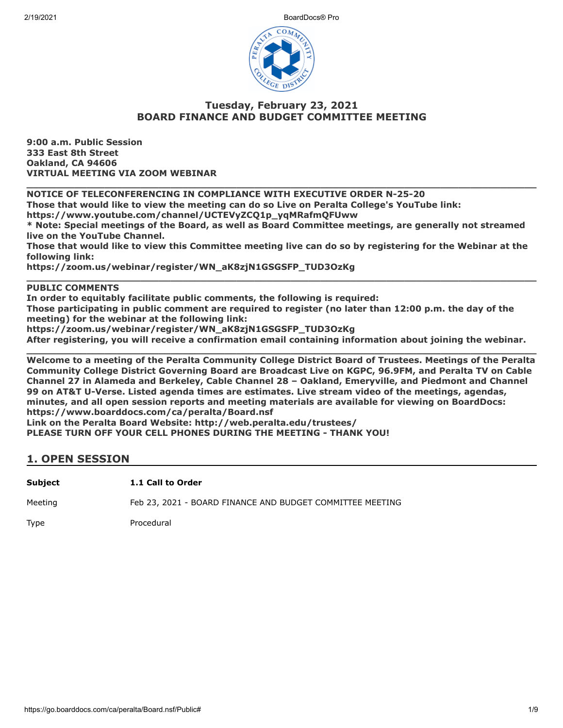## Tuesday, February 23, 2021
## BOARD FINANCE AND BUDGET COMMITTEE MEETING

**9:00 a.m. Public Session**
**333 East 8th Street**
**Oakland, CA 94606**
**VIRTUAL MEETING VIA ZOOM WEBINAR**

---

**NOTICE OF TELECONFERENCING IN COMPLIANCE WITH EXECUTIVE ORDER N-25-20**
**Those that would like to view the meeting can do so Live on Peralta College's YouTube link:**
**https://www.youtube.com/channel/UCTEVyZCQ1p_yqMRafmQFUww**
**\* Note: Special meetings of the Board, as well as Board Committee meetings, are generally not streamed live on the YouTube Channel.**
**Those that would like to view this Committee meeting live can do so by registering for the Webinar at the following link:**
**https://zoom.us/webinar/register/WN_aK8zjN1GSGSFP_TUD3OzKg**

---

**PUBLIC COMMENTS**
**In order to equitably facilitate public comments, the following is required:**
**Those participating in public comment are required to register (no later than 12:00 p.m. the day of the meeting) for the webinar at the following link:**
**https://zoom.us/webinar/register/WN_aK8zjN1GSGSFP_TUD3OzKg**
**After registering, you will receive a confirmation email containing information about joining the webinar.**

---

**Welcome to a meeting of the Peralta Community College District Board of Trustees. Meetings of the Peralta Community College District Governing Board are Broadcast Live on KGPC, 96.9FM, and Peralta TV on Cable Channel 27 in Alameda and Berkeley, Cable Channel 28 – Oakland, Emeryville, and Piedmont and Channel 99 on AT&T U-Verse. Listed agenda times are estimates. Live stream video of the meetings, agendas, minutes, and all open session reports and meeting materials are available for viewing on BoardDocs: https://www.boarddocs.com/ca/peralta/Board.nsf**
**Link on the Peralta Board Website: http://web.peralta.edu/trustees/**
**PLEASE TURN OFF YOUR CELL PHONES DURING THE MEETING - THANK YOU!**

## 1. OPEN SESSION

| | |
|---|---|
| **Subject** | **1.1 Call to Order** |
| Meeting | Feb 23, 2021 - BOARD FINANCE AND BUDGET COMMITTEE MEETING |
| Type | Procedural |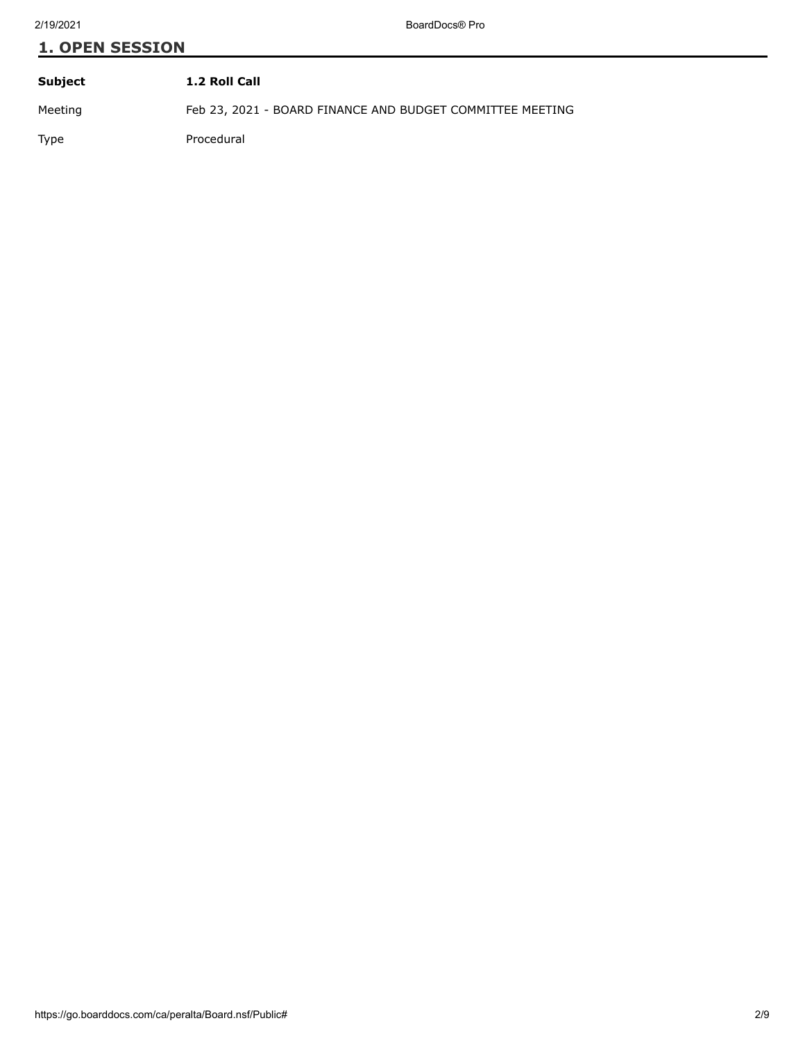## 1. OPEN SESSION

| Subject | 1.2 Roll Call |
| --- | --- |
| Meeting | Feb 23, 2021 - BOARD FINANCE AND BUDGET COMMITTEE MEETING |
| Type | Procedural |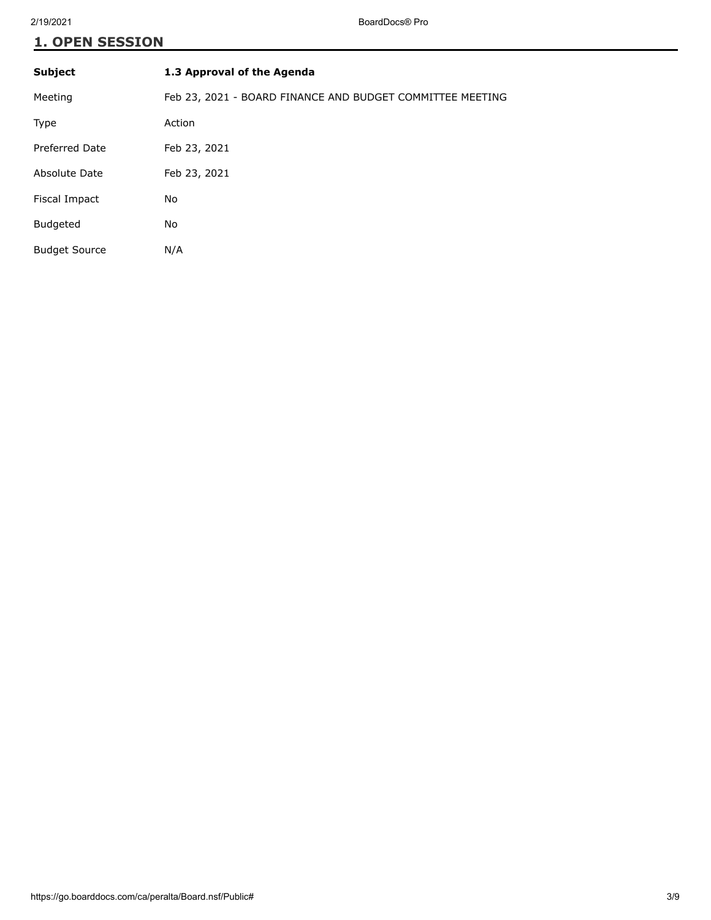## 1. OPEN SESSION

| Subject | 1.3 Approval of the Agenda |
| --- | --- |
| Meeting | Feb 23, 2021 - BOARD FINANCE AND BUDGET COMMITTEE MEETING |
| Type | Action |
| Preferred Date | Feb 23, 2021 |
| Absolute Date | Feb 23, 2021 |
| Fiscal Impact | No |
| Budgeted | No |
| Budget Source | N/A |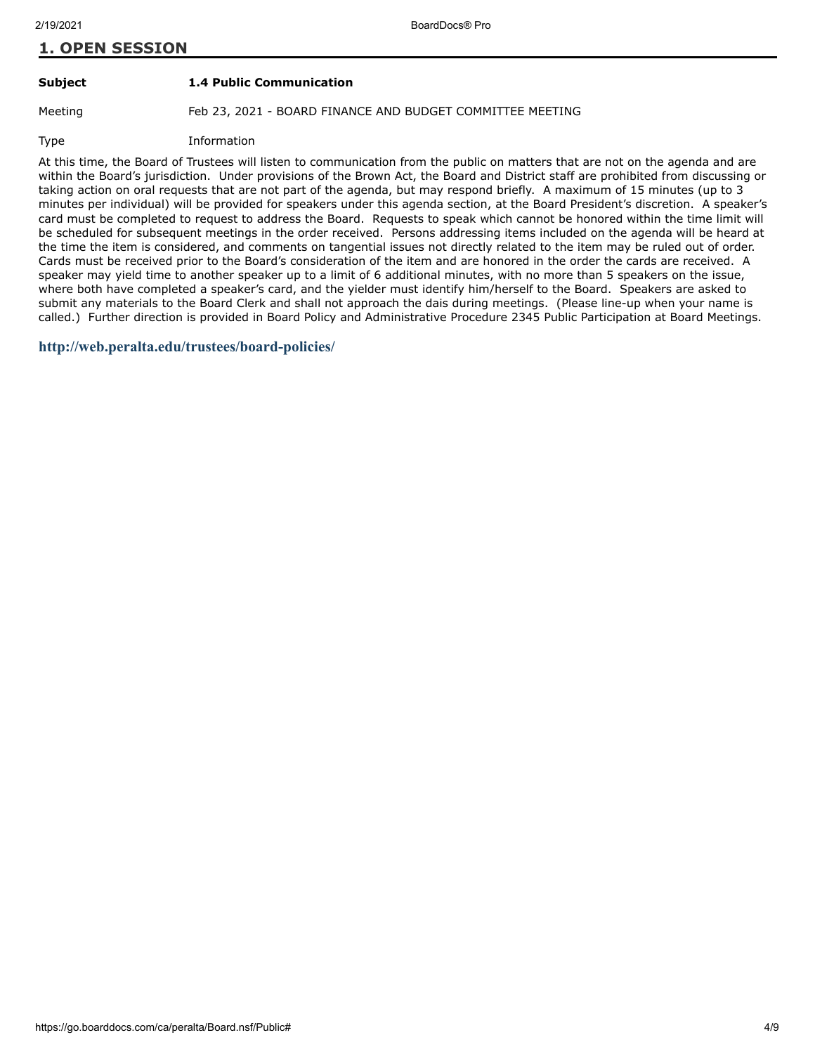## 1. OPEN SESSION

| | |
|---|---|
| **Subject** | **1.4 Public Communication** |
| Meeting | Feb 23, 2021 - BOARD FINANCE AND BUDGET COMMITTEE MEETING |
| Type | Information |

At this time, the Board of Trustees will listen to communication from the public on matters that are not on the agenda and are within the Board's jurisdiction. Under provisions of the Brown Act, the Board and District staff are prohibited from discussing or taking action on oral requests that are not part of the agenda, but may respond briefly. A maximum of 15 minutes (up to 3 minutes per individual) will be provided for speakers under this agenda section, at the Board President's discretion. A speaker's card must be completed to request to address the Board. Requests to speak which cannot be honored within the time limit will be scheduled for subsequent meetings in the order received. Persons addressing items included on the agenda will be heard at the time the item is considered, and comments on tangential issues not directly related to the item may be ruled out of order. Cards must be received prior to the Board's consideration of the item and are honored in the order the cards are received. A speaker may yield time to another speaker up to a limit of 6 additional minutes, with no more than 5 speakers on the issue, where both have completed a speaker's card, and the yielder must identify him/herself to the Board. Speakers are asked to submit any materials to the Board Clerk and shall not approach the dais during meetings. (Please line-up when your name is called.) Further direction is provided in Board Policy and Administrative Procedure 2345 Public Participation at Board Meetings.

**http://web.peralta.edu/trustees/board-policies/**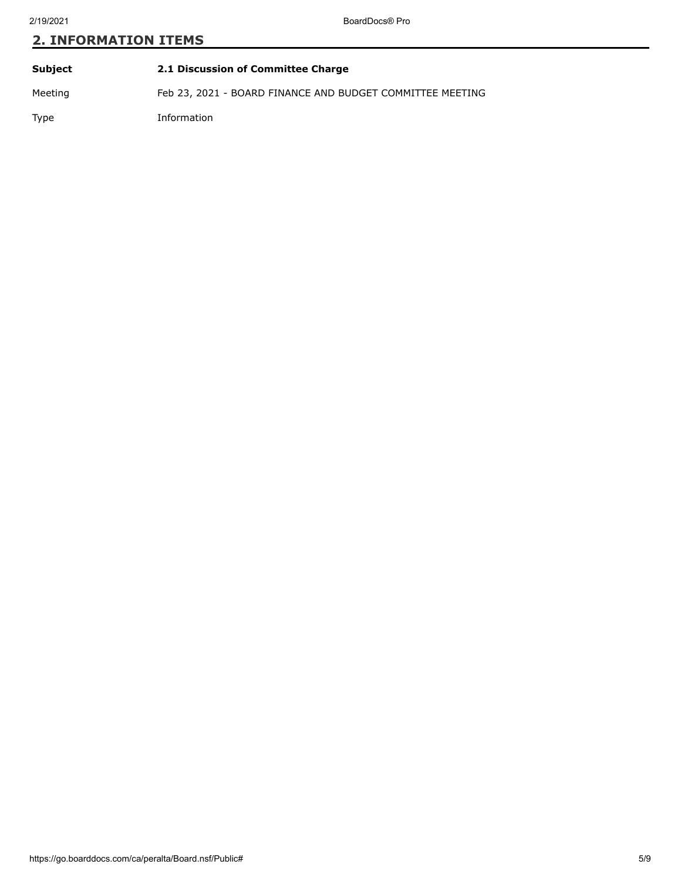## 2. INFORMATION ITEMS

| | |
|---|---|
| **Subject** | **2.1 Discussion of Committee Charge** |
| Meeting | Feb 23, 2021 - BOARD FINANCE AND BUDGET COMMITTEE MEETING |
| Type | Information |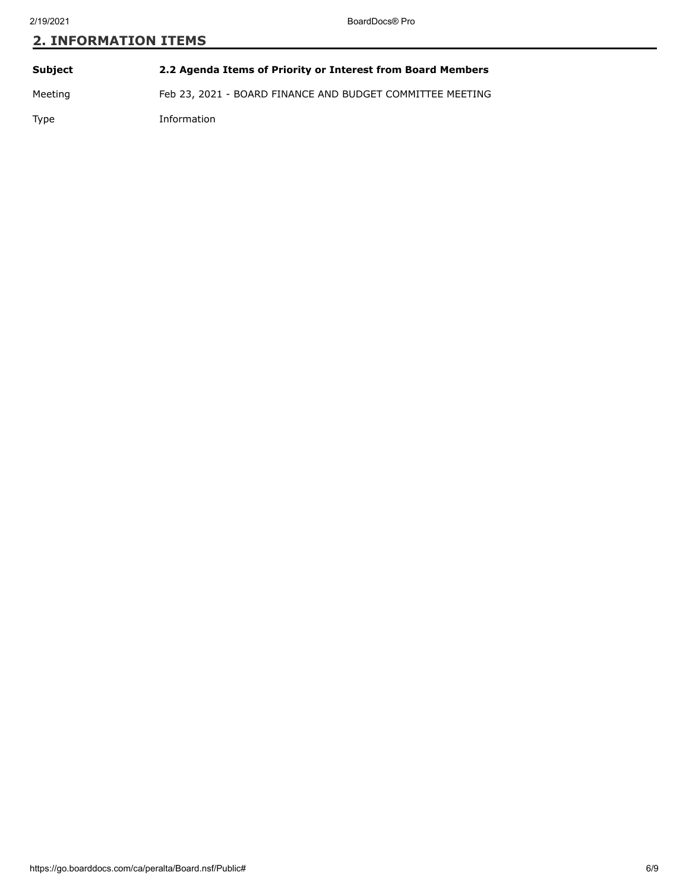## 2. INFORMATION ITEMS

| | |
|---|---|
| **Subject** | **2.2 Agenda Items of Priority or Interest from Board Members** |
| Meeting | Feb 23, 2021 - BOARD FINANCE AND BUDGET COMMITTEE MEETING |
| Type | Information |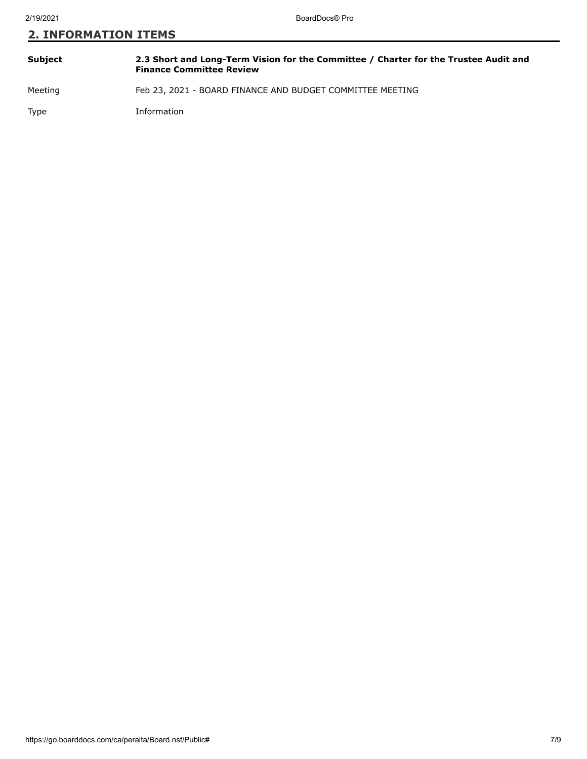## 2. INFORMATION ITEMS

| | |
|---|---|
| **Subject** | **2.3 Short and Long-Term Vision for the Committee / Charter for the Trustee Audit and Finance Committee Review** |
| Meeting | Feb 23, 2021 - BOARD FINANCE AND BUDGET COMMITTEE MEETING |
| Type | Information |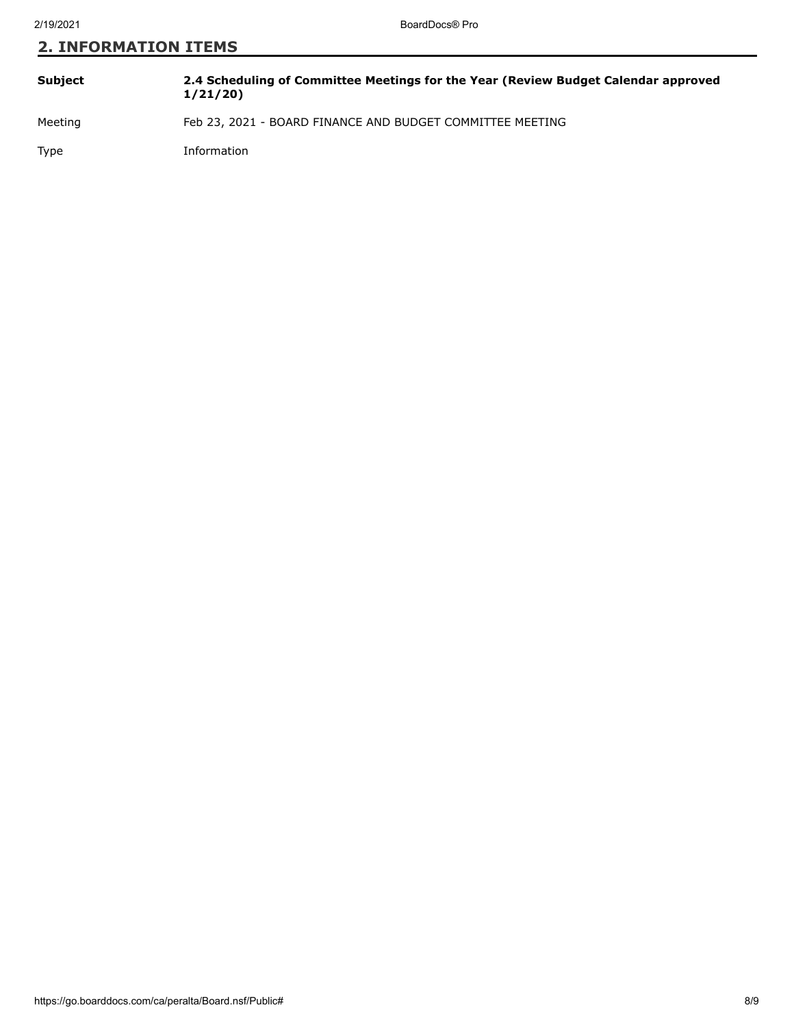## 2. INFORMATION ITEMS

| | |
|---|---|
| **Subject** | **2.4 Scheduling of Committee Meetings for the Year (Review Budget Calendar approved 1/21/20)** |
| Meeting | Feb 23, 2021 - BOARD FINANCE AND BUDGET COMMITTEE MEETING |
| Type | Information |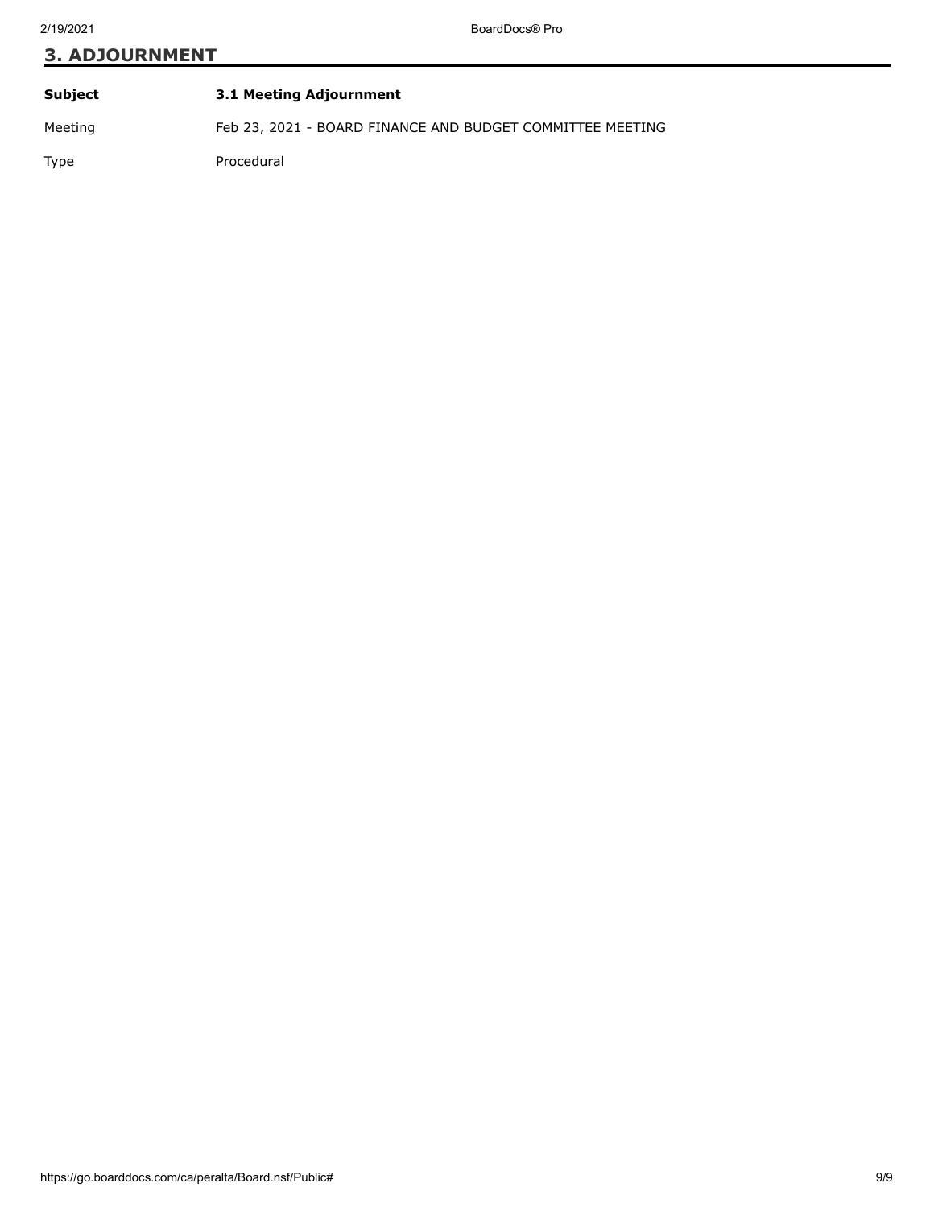## 3. ADJOURNMENT

| | |
|---|---|
| **Subject** | **3.1 Meeting Adjournment** |
| Meeting | Feb 23, 2021 - BOARD FINANCE AND BUDGET COMMITTEE MEETING |
| Type | Procedural |